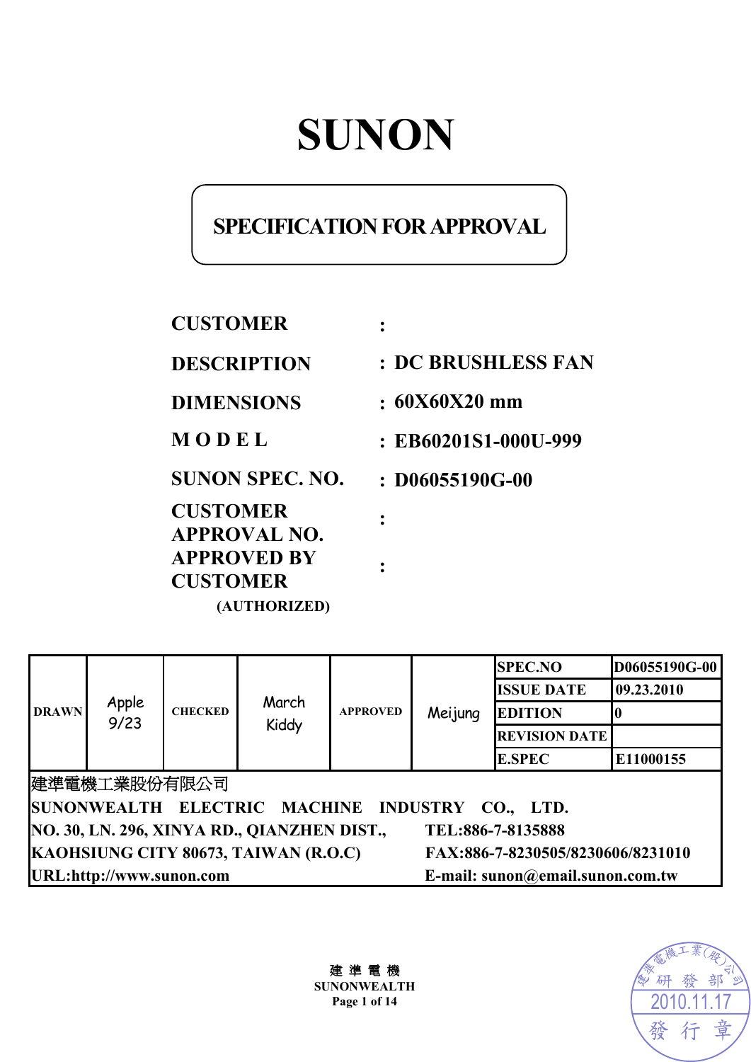# SUNON

## SPECIFICATION FOR APPROVAL

| | |
|---|---|
| **CUSTOMER** | : |
| **DESCRIPTION** | : **DC BRUSHLESS FAN** |
| **DIMENSIONS** | : **60X60X20 mm** |
| **M O D E L** | : **EB60201S1-000U-999** |
| **SUNON SPEC. NO.** | : **D06055190G-00** |
| **CUSTOMER APPROVAL NO.** | : |
| **APPROVED BY CUSTOMER (AUTHORIZED)** | : |

| DRAWN | Apple 9/23 | CHECKED | March Kiddy | APPROVED | Meijung | SPEC.NO | D06055190G-00 |
|---|---|---|---|---|---|---|---|
| | | | | | | ISSUE DATE | 09.23.2010 |
| | | | | | | EDITION | 0 |
| | | | | | | REVISION DATE | |
| | | | | | | E.SPEC | E11000155 |

建準電機工業股份有限公司

**SUNONWEALTH ELECTRIC MACHINE INDUSTRY CO., LTD.**

**NO. 30, LN. 296, XINYA RD., QIANZHEN DIST., KAOHSIUNG CITY 80673, TAIWAN (R.O.C)**

**TEL:886-7-8135888**

**FAX:886-7-8230505/8230606/8231010**

**URL:http://www.sunon.com**

**E-mail: sunon@email.sunon.com.tw**

建準電機工業(股)公司 研發部 2010.11.17 發行章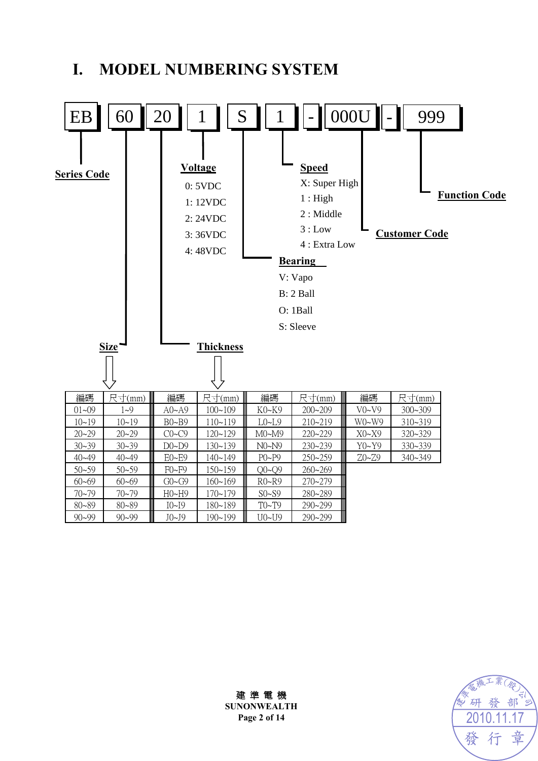# I. MODEL NUMBERING SYSTEM

EB | 60 | 20 | 1 | S | 1 | - | 000U | - | 999

**Series Code**: EB

**Size**: 60

**Thickness**: 20

**Voltage**
- 0: 5VDC
- 1: 12VDC
- 2: 24VDC
- 3: 36VDC
- 4: 48VDC

**Bearing**
- V: Vapo
- B: 2 Ball
- O: 1Ball
- S: Sleeve

**Speed**
- X: Super High
- 1 : High
- 2 : Middle
- 3 : Low
- 4 : Extra Low

**Customer Code**: 000U

**Function Code**: 999

| 編碼 | 尺寸(mm) | 編碼 | 尺寸(mm) | 編碼 | 尺寸(mm) | 編碼 | 尺寸(mm) |
|---|---|---|---|---|---|---|---|
| 01~09 | 1~9 | A0~A9 | 100~109 | K0~K9 | 200~209 | V0~V9 | 300~309 |
| 10~19 | 10~19 | B0~B9 | 110~119 | L0~L9 | 210~219 | W0~W9 | 310~319 |
| 20~29 | 20~29 | C0~C9 | 120~129 | M0~M9 | 220~229 | X0~X9 | 320~329 |
| 30~39 | 30~39 | D0~D9 | 130~139 | N0~N9 | 230~239 | Y0~Y9 | 330~339 |
| 40~49 | 40~49 | E0~E9 | 140~149 | P0~P9 | 250~259 | Z0~Z9 | 340~349 |
| 50~59 | 50~59 | F0~F9 | 150~159 | Q0~Q9 | 260~269 | | |
| 60~69 | 60~69 | G0~G9 | 160~169 | R0~R9 | 270~279 | | |
| 70~79 | 70~79 | H0~H9 | 170~179 | S0~S9 | 280~289 | | |
| 80~89 | 80~89 | I0~I9 | 180~189 | T0~T9 | 290~299 | | |
| 90~99 | 90~99 | J0~J9 | 190~199 | U0~U9 | 290~299 | | |

建 準 電 機
SUNONWEALTH

建準電機工業(股)公司 研發部 2010.11.17 發行章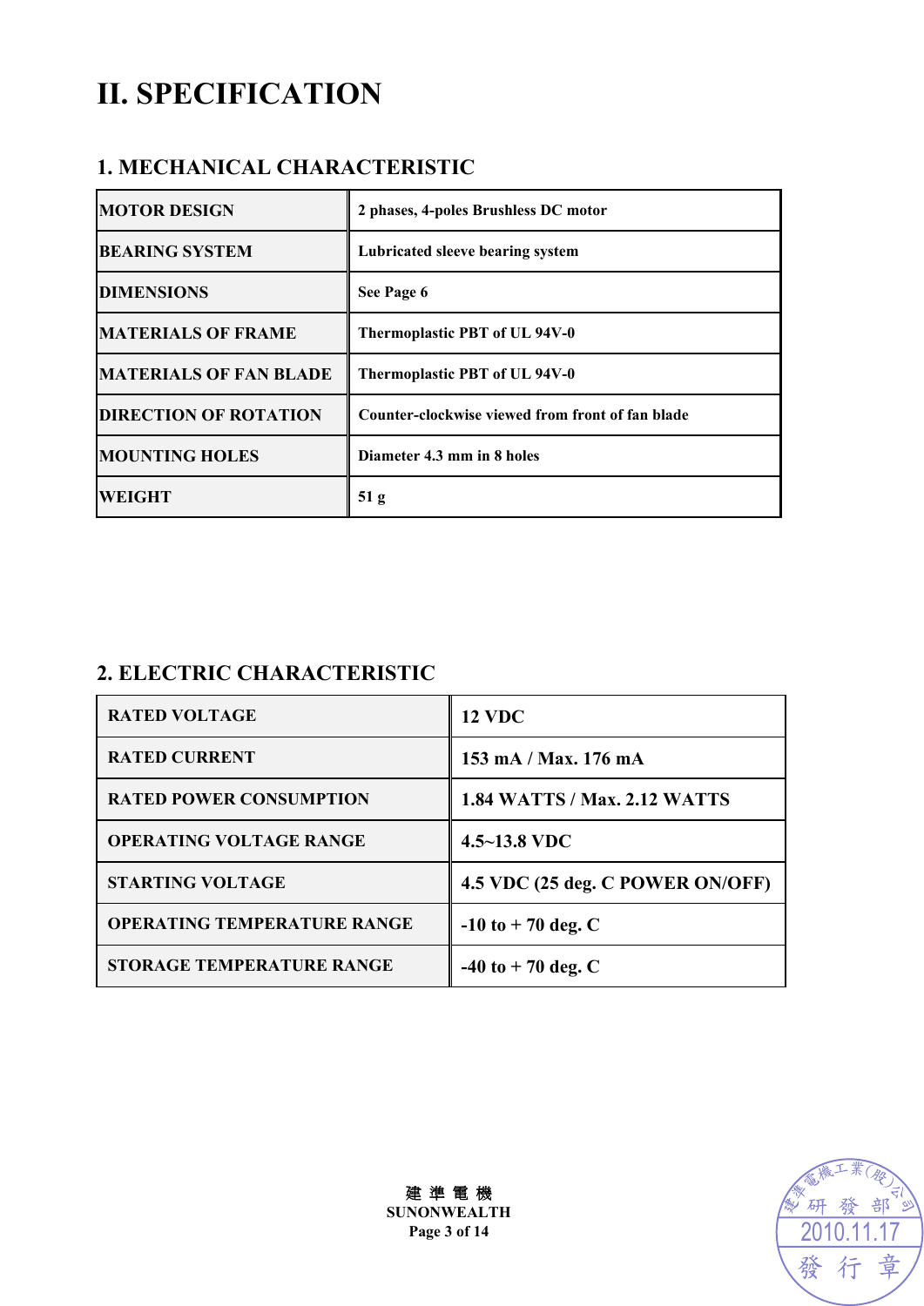# II. SPECIFICATION

## 1. MECHANICAL CHARACTERISTIC

| | |
|---|---|
| MOTOR DESIGN | 2 phases, 4-poles Brushless DC motor |
| BEARING SYSTEM | Lubricated sleeve bearing system |
| DIMENSIONS | See Page 6 |
| MATERIALS OF FRAME | Thermoplastic PBT of UL 94V-0 |
| MATERIALS OF FAN BLADE | Thermoplastic PBT of UL 94V-0 |
| DIRECTION OF ROTATION | Counter-clockwise viewed from front of fan blade |
| MOUNTING HOLES | Diameter 4.3 mm in 8 holes |
| WEIGHT | 51 g |

## 2. ELECTRIC CHARACTERISTIC

| | |
|---|---|
| RATED VOLTAGE | 12 VDC |
| RATED CURRENT | 153 mA / Max. 176 mA |
| RATED POWER CONSUMPTION | 1.84 WATTS / Max. 2.12 WATTS |
| OPERATING VOLTAGE RANGE | 4.5~13.8 VDC |
| STARTING VOLTAGE | 4.5 VDC (25 deg. C POWER ON/OFF) |
| OPERATING TEMPERATURE RANGE | -10 to + 70 deg. C |
| STORAGE TEMPERATURE RANGE | -40 to + 70 deg. C |

建 準 電 機
SUNONWEALTH

建準電機工業(股)公司 研發部 2010.11.17 發行章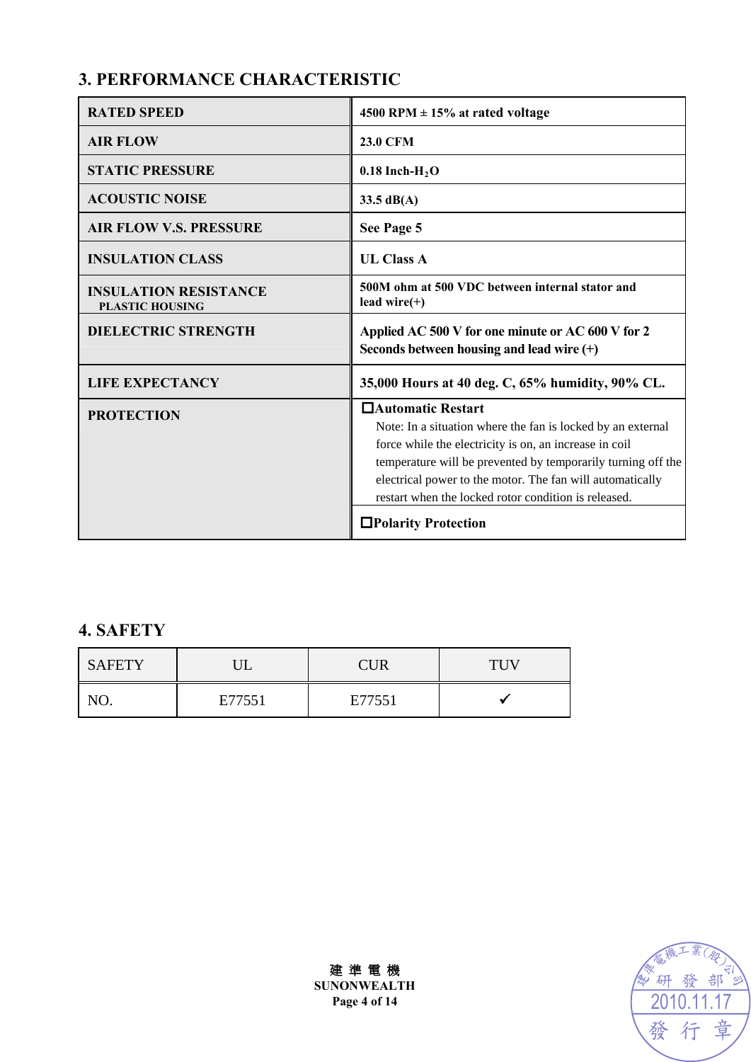## 3. PERFORMANCE CHARACTERISTIC

| | |
|---|---|
| **RATED SPEED** | **4500 RPM ± 15% at rated voltage** |
| **AIR FLOW** | **23.0 CFM** |
| **STATIC PRESSURE** | **0.18 Inch-$H_2O$** |
| **ACOUSTIC NOISE** | **33.5 dB(A)** |
| **AIR FLOW V.S. PRESSURE** | **See Page 5** |
| **INSULATION CLASS** | **UL Class A** |
| **INSULATION RESISTANCE** PLASTIC HOUSING | **500M ohm at 500 VDC between internal stator and lead wire(+)** |
| **DIELECTRIC STRENGTH** | **Applied AC 500 V for one minute or AC 600 V for 2 Seconds between housing and lead wire (+)** |
| **LIFE EXPECTANCY** | **35,000 Hours at 40 deg. C, 65% humidity, 90% CL.** |
| **PROTECTION** | ☐**Automatic Restart** Note: In a situation where the fan is locked by an external force while the electricity is on, an increase in coil temperature will be prevented by temporarily turning off the electrical power to the motor. The fan will automatically restart when the locked rotor condition is released. |
| | ☐**Polarity Protection** |

## 4. SAFETY

| SAFETY | UL | CUR | TUV |
|---|---|---|---|
| NO. | E77551 | E77551 | ✓ |

建 準 電 機
SUNONWEALTH

建準電機工業(股)公司 研發部 2010.11.17 發行章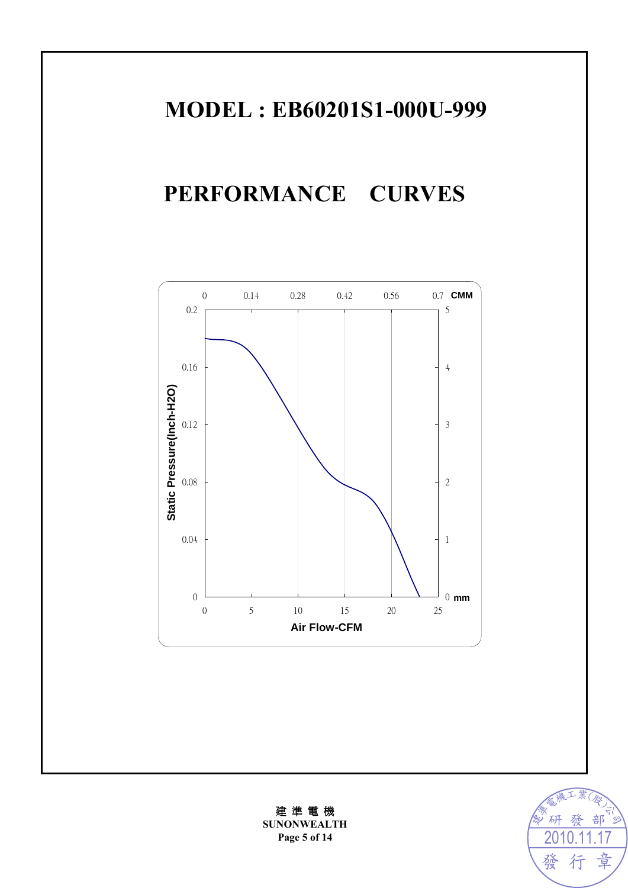# MODEL : EB60201S1-000U-999

# PERFORMANCE CURVES

Static Pressure(Inch-H2O)

0.2, 0.16, 0.12, 0.08, 0.04, 0

CMM: 0, 0.14, 0.28, 0.42, 0.56, 0.7

mm: 5, 4, 3, 2, 1, 0

Air Flow-CFM: 0, 5, 10, 15, 20, 25

建 準 電 機
SUNONWEALTH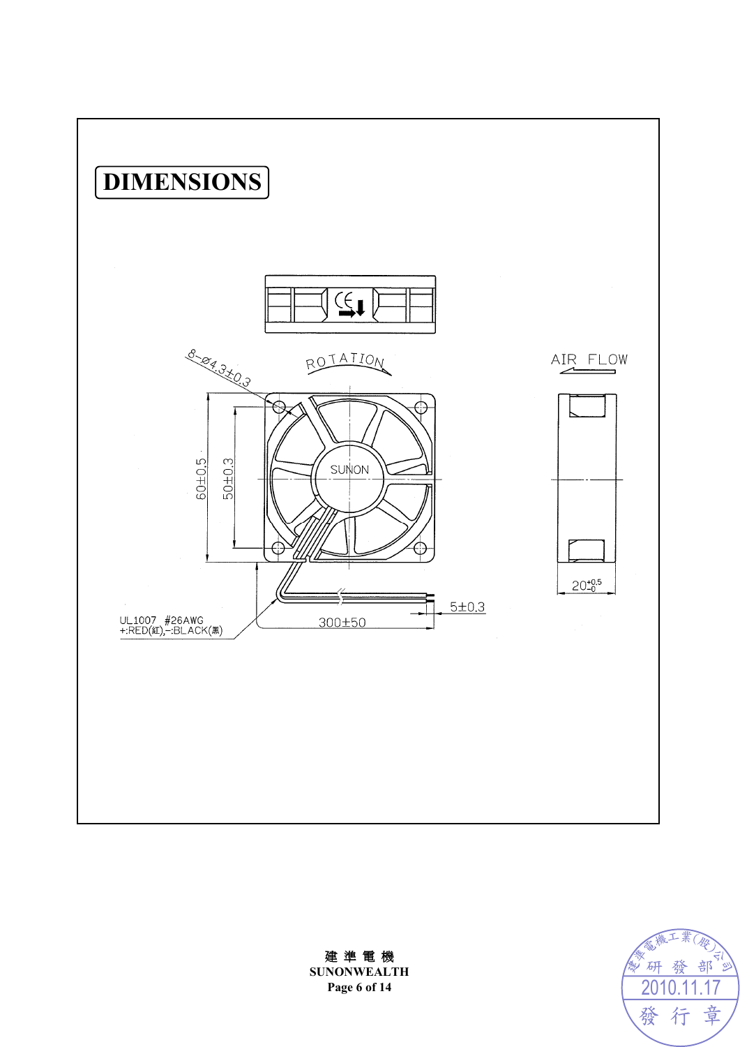# DIMENSIONS

ROTATION

AIR FLOW

8-Ø4.3±0.3

60±0.5

50±0.3

SUNON

$20^{+0.5}_{-0}$

5±0.3

300±50

UL1007 #26AWG
+:RED(紅),-:BLACK(黑)

**建 準 電 機**
**SUNONWEALTH**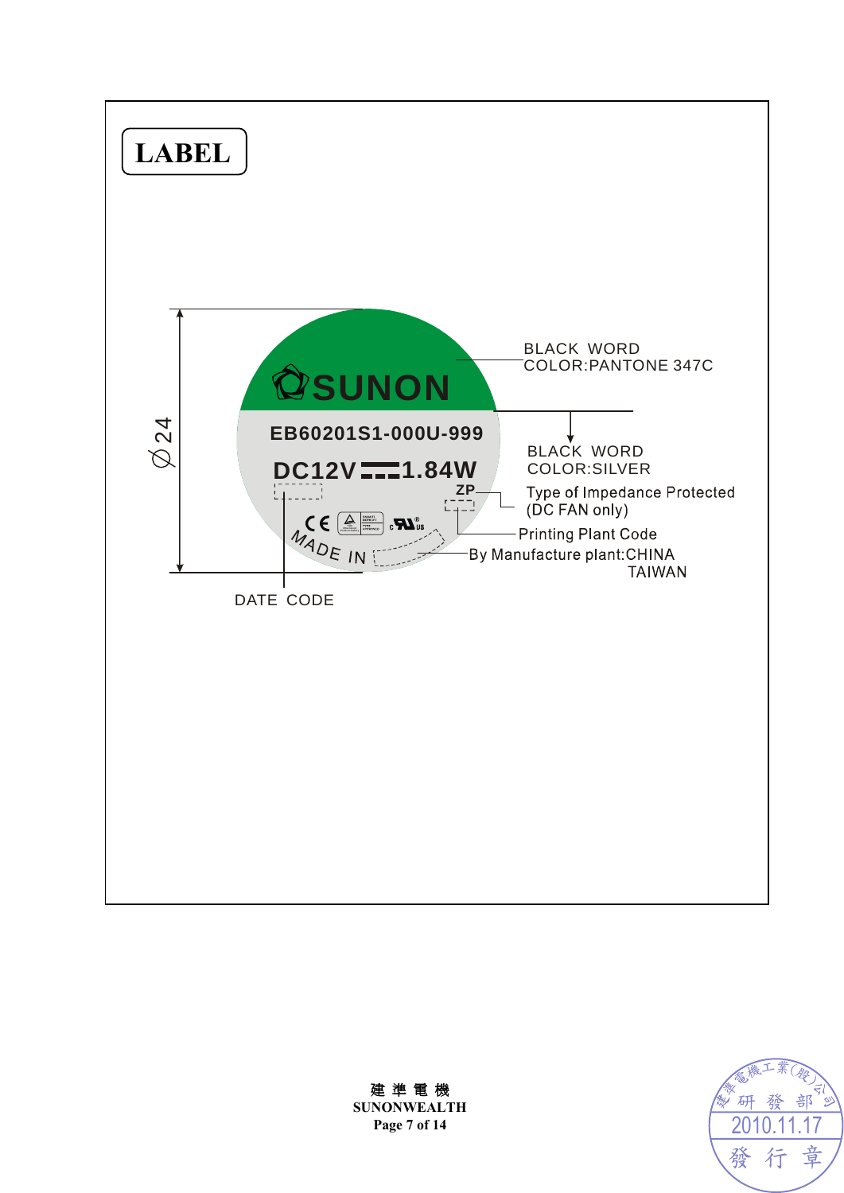# LABEL

Ø 24

SUNON

EB60201S1-000U-999

DC12V ⎓ 1.84W

ZP

MADE IN

BLACK WORD
COLOR:PANTONE 347C

BLACK WORD
COLOR:SILVER

Type of Impedance Protected
(DC FAN only)

Printing Plant Code

By Manufacture plant:CHINA
TAIWAN

DATE CODE

建 準 電 機
SUNONWEALTH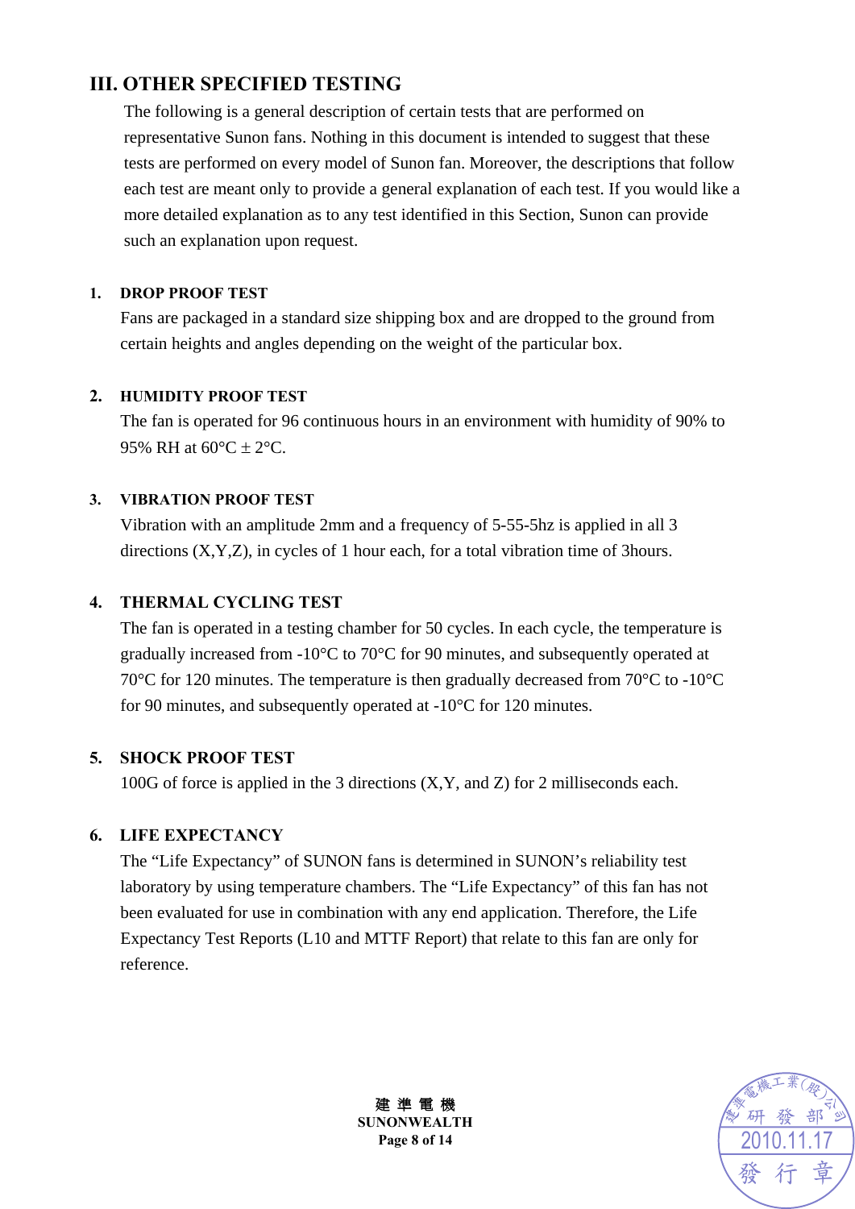## III. OTHER SPECIFIED TESTING

The following is a general description of certain tests that are performed on representative Sunon fans. Nothing in this document is intended to suggest that these tests are performed on every model of Sunon fan. Moreover, the descriptions that follow each test are meant only to provide a general explanation of each test. If you would like a more detailed explanation as to any test identified in this Section, Sunon can provide such an explanation upon request.

**1. DROP PROOF TEST**

Fans are packaged in a standard size shipping box and are dropped to the ground from certain heights and angles depending on the weight of the particular box.

**2. HUMIDITY PROOF TEST**

The fan is operated for 96 continuous hours in an environment with humidity of 90% to 95% RH at 60°C ± 2°C.

**3. VIBRATION PROOF TEST**

Vibration with an amplitude 2mm and a frequency of 5-55-5hz is applied in all 3 directions (X,Y,Z), in cycles of 1 hour each, for a total vibration time of 3hours.

**4. THERMAL CYCLING TEST**

The fan is operated in a testing chamber for 50 cycles. In each cycle, the temperature is gradually increased from -10°C to 70°C for 90 minutes, and subsequently operated at 70°C for 120 minutes. The temperature is then gradually decreased from 70°C to -10°C for 90 minutes, and subsequently operated at -10°C for 120 minutes.

**5. SHOCK PROOF TEST**

100G of force is applied in the 3 directions (X,Y, and Z) for 2 milliseconds each.

**6. LIFE EXPECTANCY**

The “Life Expectancy” of SUNON fans is determined in SUNON’s reliability test laboratory by using temperature chambers. The “Life Expectancy” of this fan has not been evaluated for use in combination with any end application. Therefore, the Life Expectancy Test Reports (L10 and MTTF Report) that relate to this fan are only for reference.

建準電機工業(股)公司 研發部 2010.11.17 發行章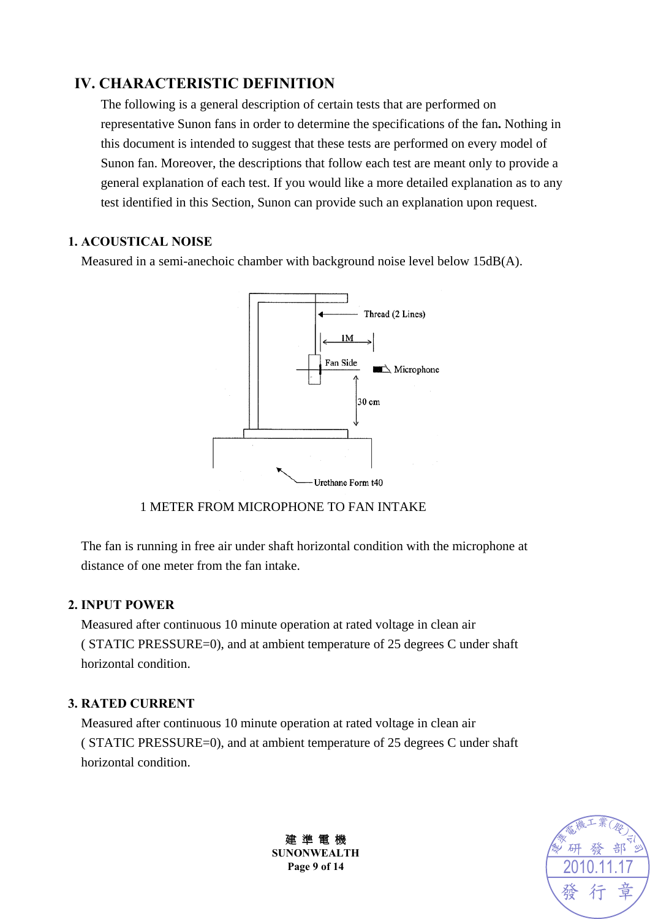## IV. CHARACTERISTIC DEFINITION

The following is a general description of certain tests that are performed on representative Sunon fans in order to determine the specifications of the fan**.** Nothing in this document is intended to suggest that these tests are performed on every model of Sunon fan. Moreover, the descriptions that follow each test are meant only to provide a general explanation of each test. If you would like a more detailed explanation as to any test identified in this Section, Sunon can provide such an explanation upon request.

### 1. ACOUSTICAL NOISE

Measured in a semi-anechoic chamber with background noise level below 15dB(A).

Thread (2 Lines)

1M

Fan Side

Microphone

30 cm

Urethane Form t40

1 METER FROM MICROPHONE TO FAN INTAKE

The fan is running in free air under shaft horizontal condition with the microphone at distance of one meter from the fan intake.

### 2. INPUT POWER

Measured after continuous 10 minute operation at rated voltage in clean air ( STATIC PRESSURE=0), and at ambient temperature of 25 degrees C under shaft horizontal condition.

### 3. RATED CURRENT

Measured after continuous 10 minute operation at rated voltage in clean air ( STATIC PRESSURE=0), and at ambient temperature of 25 degrees C under shaft horizontal condition.

建 準 電 機
SUNONWEALTH

建準電機工業(股)公司 研 發 部 2010.11.17 發 行 章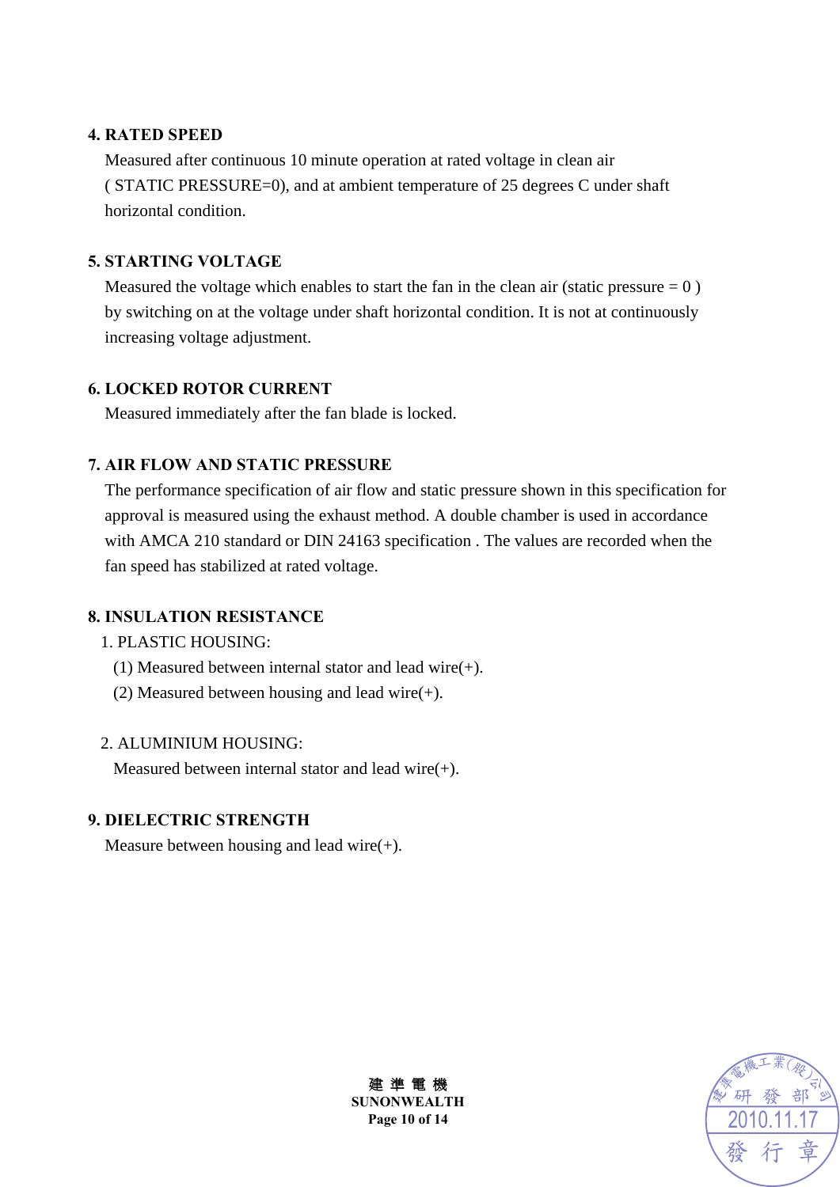**4. RATED SPEED**

Measured after continuous 10 minute operation at rated voltage in clean air ( STATIC PRESSURE=0), and at ambient temperature of 25 degrees C under shaft horizontal condition.

**5. STARTING VOLTAGE**

Measured the voltage which enables to start the fan in the clean air (static pressure = 0 ) by switching on at the voltage under shaft horizontal condition. It is not at continuously increasing voltage adjustment.

**6. LOCKED ROTOR CURRENT**

Measured immediately after the fan blade is locked.

**7. AIR FLOW AND STATIC PRESSURE**

The performance specification of air flow and static pressure shown in this specification for approval is measured using the exhaust method. A double chamber is used in accordance with AMCA 210 standard or DIN 24163 specification . The values are recorded when the fan speed has stabilized at rated voltage.

**8. INSULATION RESISTANCE**

1. PLASTIC HOUSING:

   (1) Measured between internal stator and lead wire(+).

   (2) Measured between housing and lead wire(+).

2. ALUMINIUM HOUSING:

   Measured between internal stator and lead wire(+).

**9. DIELECTRIC STRENGTH**

Measure between housing and lead wire(+).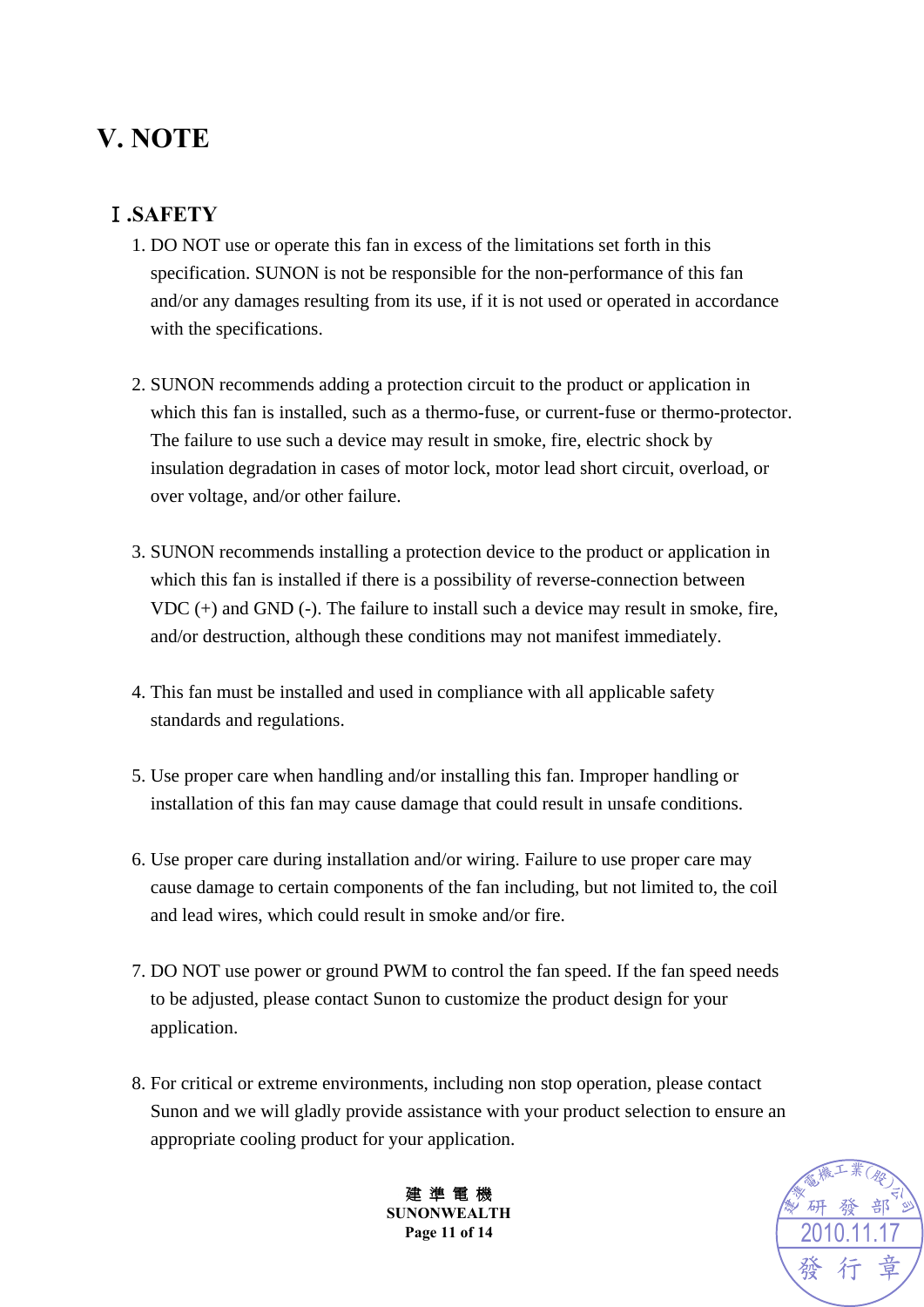# V. NOTE

## Ⅰ.SAFETY

1. DO NOT use or operate this fan in excess of the limitations set forth in this specification. SUNON is not be responsible for the non-performance of this fan and/or any damages resulting from its use, if it is not used or operated in accordance with the specifications.

2. SUNON recommends adding a protection circuit to the product or application in which this fan is installed, such as a thermo-fuse, or current-fuse or thermo-protector. The failure to use such a device may result in smoke, fire, electric shock by insulation degradation in cases of motor lock, motor lead short circuit, overload, or over voltage, and/or other failure.

3. SUNON recommends installing a protection device to the product or application in which this fan is installed if there is a possibility of reverse-connection between VDC (+) and GND (-). The failure to install such a device may result in smoke, fire, and/or destruction, although these conditions may not manifest immediately.

4. This fan must be installed and used in compliance with all applicable safety standards and regulations.

5. Use proper care when handling and/or installing this fan. Improper handling or installation of this fan may cause damage that could result in unsafe conditions.

6. Use proper care during installation and/or wiring. Failure to use proper care may cause damage to certain components of the fan including, but not limited to, the coil and lead wires, which could result in smoke and/or fire.

7. DO NOT use power or ground PWM to control the fan speed. If the fan speed needs to be adjusted, please contact Sunon to customize the product design for your application.

8. For critical or extreme environments, including non stop operation, please contact Sunon and we will gladly provide assistance with your product selection to ensure an appropriate cooling product for your application.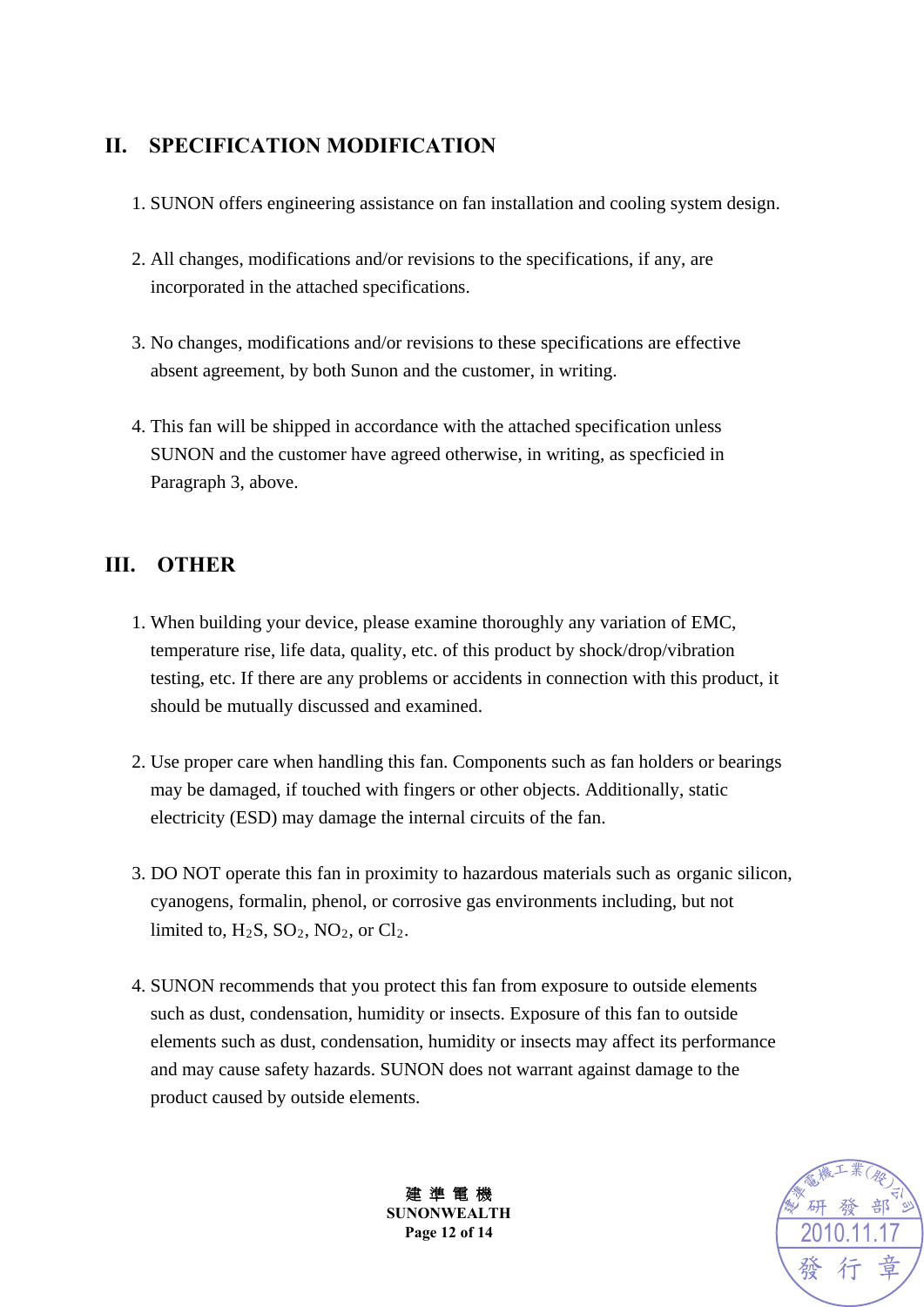## II. SPECIFICATION MODIFICATION

1. SUNON offers engineering assistance on fan installation and cooling system design.

2. All changes, modifications and/or revisions to the specifications, if any, are incorporated in the attached specifications.

3. No changes, modifications and/or revisions to these specifications are effective absent agreement, by both Sunon and the customer, in writing.

4. This fan will be shipped in accordance with the attached specification unless SUNON and the customer have agreed otherwise, in writing, as specficied in Paragraph 3, above.

## III. OTHER

1. When building your device, please examine thoroughly any variation of EMC, temperature rise, life data, quality, etc. of this product by shock/drop/vibration testing, etc. If there are any problems or accidents in connection with this product, it should be mutually discussed and examined.

2. Use proper care when handling this fan. Components such as fan holders or bearings may be damaged, if touched with fingers or other objects. Additionally, static electricity (ESD) may damage the internal circuits of the fan.

3. DO NOT operate this fan in proximity to hazardous materials such as organic silicon, cyanogens, formalin, phenol, or corrosive gas environments including, but not limited to, $H_2S$, $SO_2$, $NO_2$, or $Cl_2$.

4. SUNON recommends that you protect this fan from exposure to outside elements such as dust, condensation, humidity or insects. Exposure of this fan to outside elements such as dust, condensation, humidity or insects may affect its performance and may cause safety hazards. SUNON does not warrant against damage to the product caused by outside elements.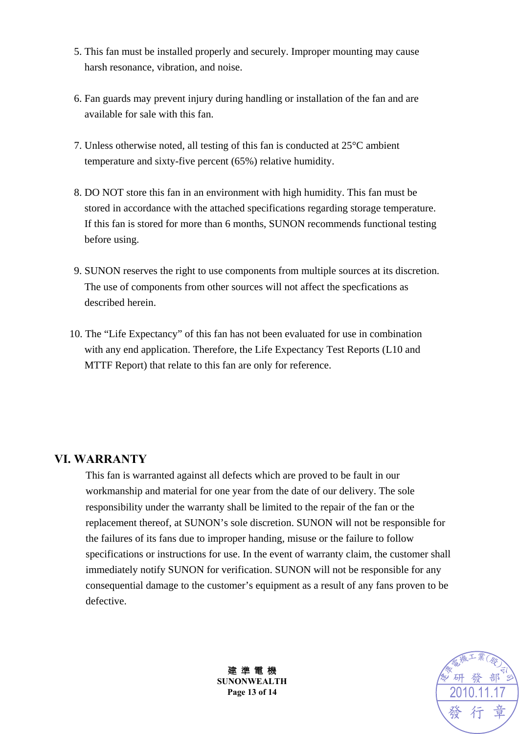5. This fan must be installed properly and securely. Improper mounting may cause harsh resonance, vibration, and noise.

6. Fan guards may prevent injury during handling or installation of the fan and are available for sale with this fan.

7. Unless otherwise noted, all testing of this fan is conducted at 25°C ambient temperature and sixty-five percent (65%) relative humidity.

8. DO NOT store this fan in an environment with high humidity. This fan must be stored in accordance with the attached specifications regarding storage temperature. If this fan is stored for more than 6 months, SUNON recommends functional testing before using.

9. SUNON reserves the right to use components from multiple sources at its discretion. The use of components from other sources will not affect the specfications as described herein.

10. The “Life Expectancy” of this fan has not been evaluated for use in combination with any end application. Therefore, the Life Expectancy Test Reports (L10 and MTTF Report) that relate to this fan are only for reference.

## VI. WARRANTY

This fan is warranted against all defects which are proved to be fault in our workmanship and material for one year from the date of our delivery. The sole responsibility under the warranty shall be limited to the repair of the fan or the replacement thereof, at SUNON’s sole discretion. SUNON will not be responsible for the failures of its fans due to improper handing, misuse or the failure to follow specifications or instructions for use. In the event of warranty claim, the customer shall immediately notify SUNON for verification. SUNON will not be responsible for any consequential damage to the customer’s equipment as a result of any fans proven to be defective.

建準電機工業(股)公司 研發部 2010.11.17 發行章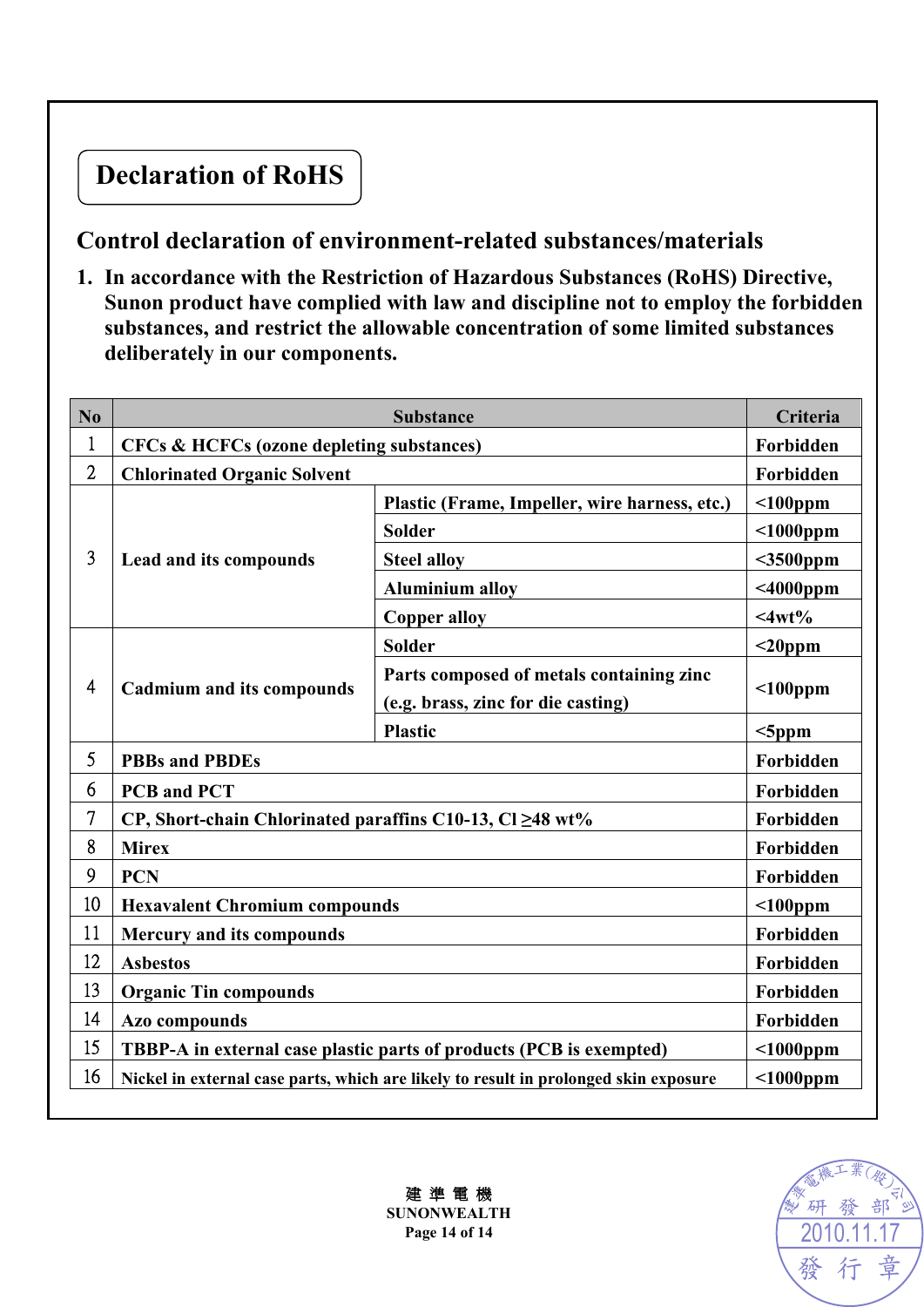## Declaration of RoHS

### Control declaration of environment-related substances/materials

1. **In accordance with the Restriction of Hazardous Substances (RoHS) Directive, Sunon product have complied with law and discipline not to employ the forbidden substances, and restrict the allowable concentration of some limited substances deliberately in our components.**

| No | Substance | | Criteria |
|---|---|---|---|
| 1 | CFCs & HCFCs (ozone depleting substances) | | Forbidden |
| 2 | Chlorinated Organic Solvent | | Forbidden |
| 3 | Lead and its compounds | Plastic (Frame, Impeller, wire harness, etc.) | <100ppm |
| | | Solder | <1000ppm |
| | | Steel alloy | <3500ppm |
| | | Aluminium alloy | <4000ppm |
| | | Copper alloy | <4wt% |
| 4 | Cadmium and its compounds | Solder | <20ppm |
| | | Parts composed of metals containing zinc (e.g. brass, zinc for die casting) | <100ppm |
| | | Plastic | <5ppm |
| 5 | PBBs and PBDEs | | Forbidden |
| 6 | PCB and PCT | | Forbidden |
| 7 | CP, Short-chain Chlorinated paraffins C10-13, Cl ≥48 wt% | | Forbidden |
| 8 | Mirex | | Forbidden |
| 9 | PCN | | Forbidden |
| 10 | Hexavalent Chromium compounds | | <100ppm |
| 11 | Mercury and its compounds | | Forbidden |
| 12 | Asbestos | | Forbidden |
| 13 | Organic Tin compounds | | Forbidden |
| 14 | Azo compounds | | Forbidden |
| 15 | TBBP-A in external case plastic parts of products (PCB is exempted) | | <1000ppm |
| 16 | Nickel in external case parts, which are likely to result in prolonged skin exposure | | <1000ppm |

建 準 電 機
SUNONWEALTH

建準電機工業(股)公司 研發部 2010.11.17 發行章